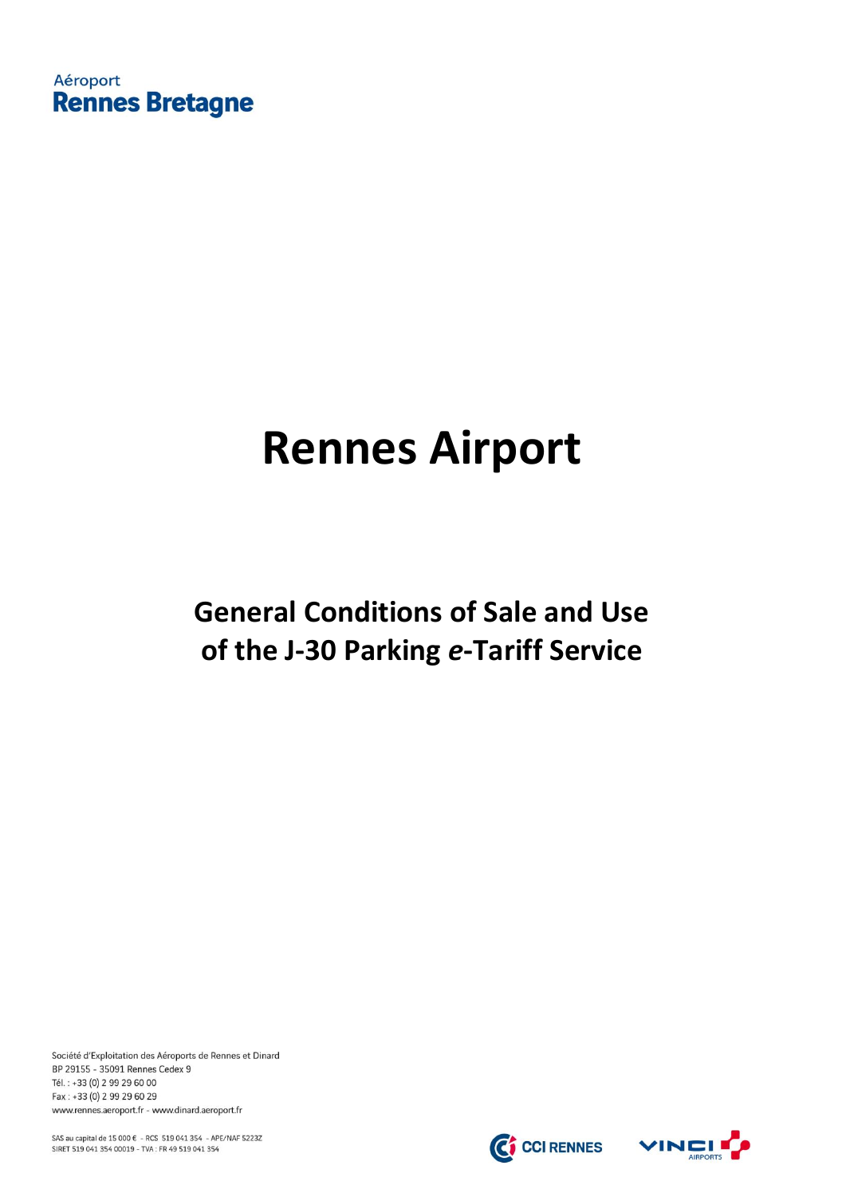Aéroport
**Rennes Bretagne**

# Rennes Airport

## General Conditions of Sale and Use of the J-30 Parking *e*-Tariff Service

Société d'Exploitation des Aéroports de Rennes et Dinard
BP 29155 - 35091 Rennes Cedex 9
Tél. : +33 (0) 2 99 29 60 00
Fax : +33 (0) 2 99 29 60 29
www.rennes.aeroport.fr - www.dinard.aeroport.fr

SAS au capital de 15 000 € - RCS 519 041 354 - APE/NAF 5223Z
SIRET 519 041 354 00019 - TVA : FR 49 519 041 354

CCI RENNES

VINCI AIRPORTS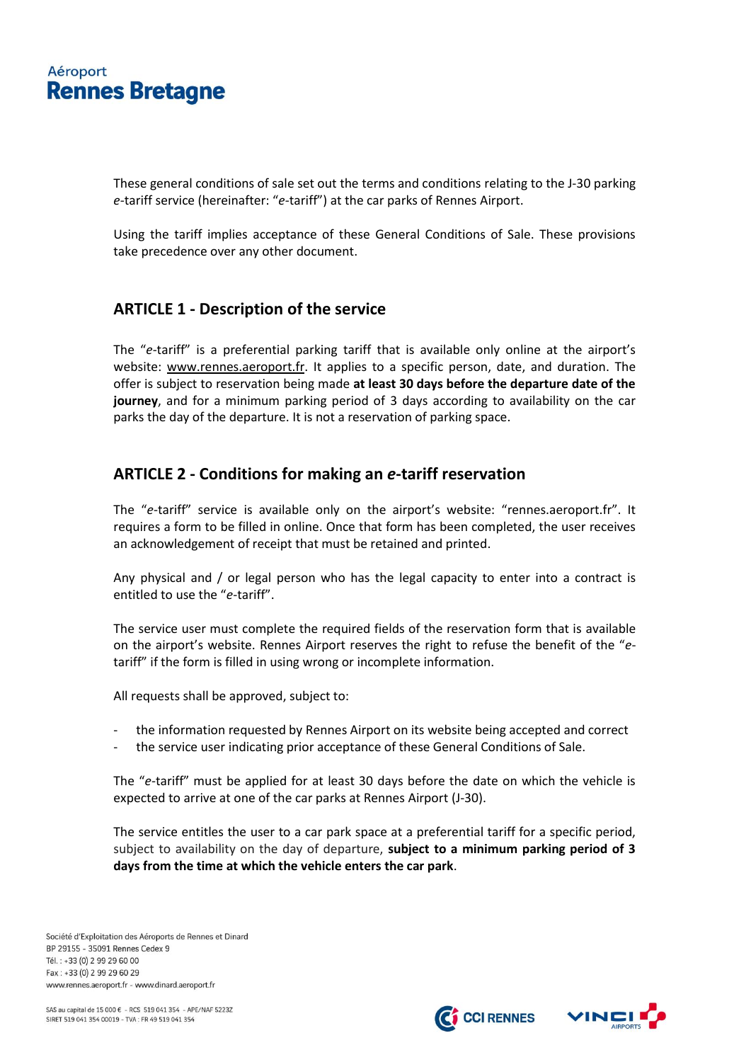These general conditions of sale set out the terms and conditions relating to the J-30 parking *e*-tariff service (hereinafter: "*e*-tariff") at the car parks of Rennes Airport.

Using the tariff implies acceptance of these General Conditions of Sale. These provisions take precedence over any other document.

## ARTICLE 1 - Description of the service

The "*e*-tariff" is a preferential parking tariff that is available only online at the airport's website: www.rennes.aeroport.fr. It applies to a specific person, date, and duration. The offer is subject to reservation being made **at least 30 days before the departure date of the journey**, and for a minimum parking period of 3 days according to availability on the car parks the day of the departure. It is not a reservation of parking space.

## ARTICLE 2 - Conditions for making an *e*-tariff reservation

The "*e*-tariff" service is available only on the airport's website: "rennes.aeroport.fr". It requires a form to be filled in online. Once that form has been completed, the user receives an acknowledgement of receipt that must be retained and printed.

Any physical and / or legal person who has the legal capacity to enter into a contract is entitled to use the "*e*-tariff".

The service user must complete the required fields of the reservation form that is available on the airport's website. Rennes Airport reserves the right to refuse the benefit of the "*e*-tariff" if the form is filled in using wrong or incomplete information.

All requests shall be approved, subject to:

- the information requested by Rennes Airport on its website being accepted and correct
- the service user indicating prior acceptance of these General Conditions of Sale.

The "*e*-tariff" must be applied for at least 30 days before the date on which the vehicle is expected to arrive at one of the car parks at Rennes Airport (J-30).

The service entitles the user to a car park space at a preferential tariff for a specific period, subject to availability on the day of departure, **subject to a minimum parking period of 3 days from the time at which the vehicle enters the car park**.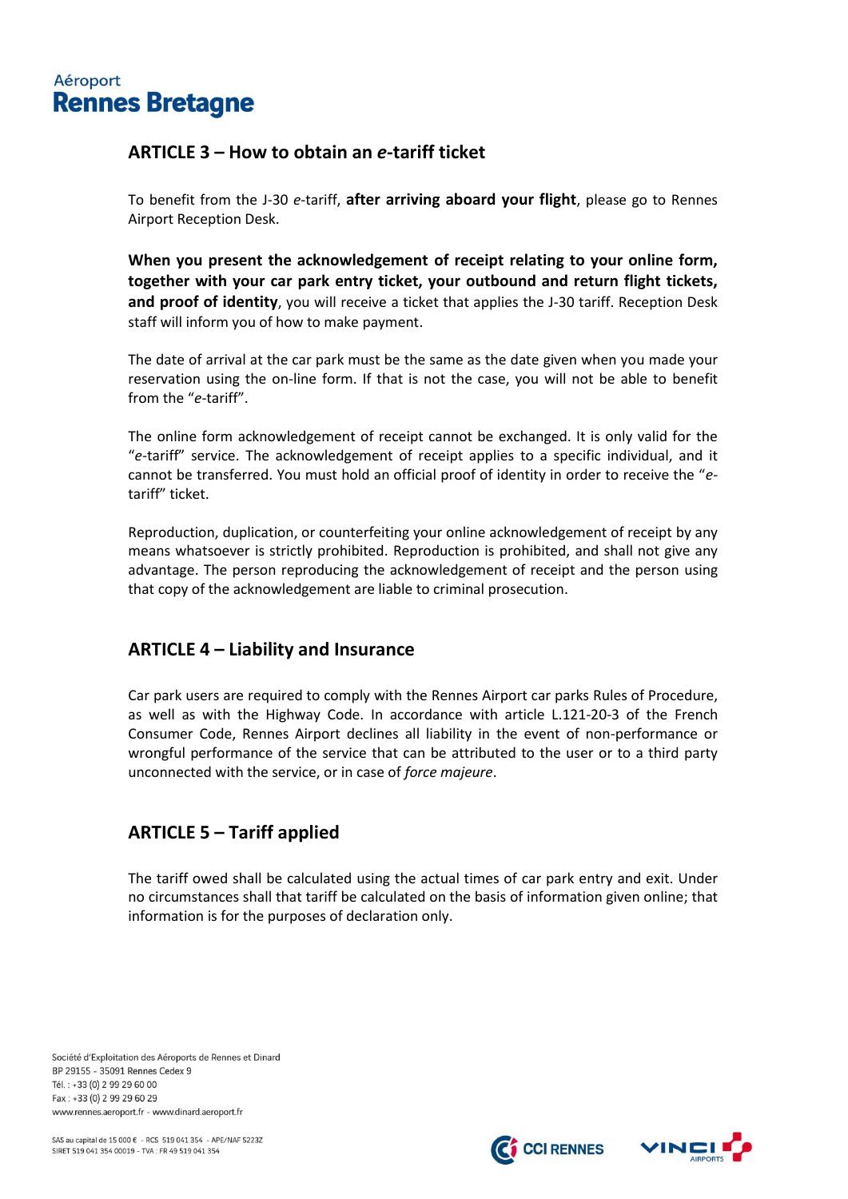## ARTICLE 3 – How to obtain an *e*-tariff ticket

To benefit from the J-30 *e*-tariff, **after arriving aboard your flight**, please go to Rennes Airport Reception Desk.

**When you present the acknowledgement of receipt relating to your online form, together with your car park entry ticket, your outbound and return flight tickets, and proof of identity**, you will receive a ticket that applies the J-30 tariff. Reception Desk staff will inform you of how to make payment.

The date of arrival at the car park must be the same as the date given when you made your reservation using the on-line form. If that is not the case, you will not be able to benefit from the "*e*-tariff".

The online form acknowledgement of receipt cannot be exchanged. It is only valid for the "*e*-tariff" service. The acknowledgement of receipt applies to a specific individual, and it cannot be transferred. You must hold an official proof of identity in order to receive the "*e*-tariff" ticket.

Reproduction, duplication, or counterfeiting your online acknowledgement of receipt by any means whatsoever is strictly prohibited. Reproduction is prohibited, and shall not give any advantage. The person reproducing the acknowledgement of receipt and the person using that copy of the acknowledgement are liable to criminal prosecution.

## ARTICLE 4 – Liability and Insurance

Car park users are required to comply with the Rennes Airport car parks Rules of Procedure, as well as with the Highway Code. In accordance with article L.121-20-3 of the French Consumer Code, Rennes Airport declines all liability in the event of non-performance or wrongful performance of the service that can be attributed to the user or to a third party unconnected with the service, or in case of *force majeure*.

## ARTICLE 5 – Tariff applied

The tariff owed shall be calculated using the actual times of car park entry and exit. Under no circumstances shall that tariff be calculated on the basis of information given online; that information is for the purposes of declaration only.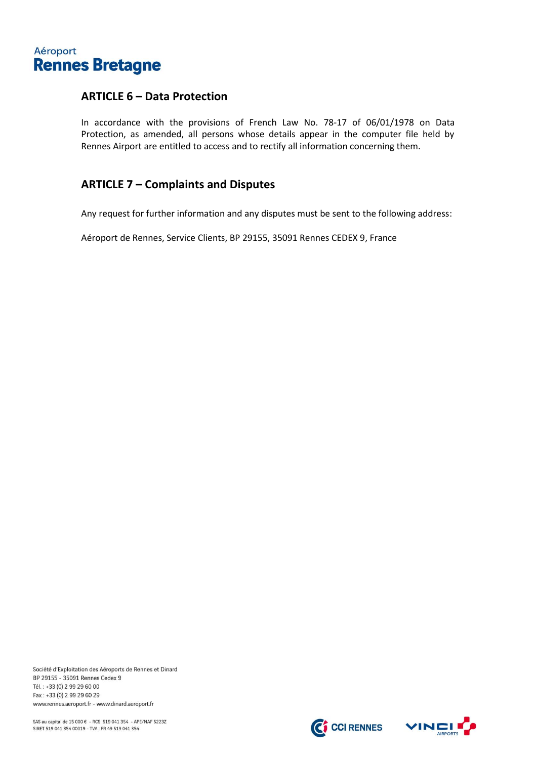## ARTICLE 6 – Data Protection

In accordance with the provisions of French Law No. 78-17 of 06/01/1978 on Data Protection, as amended, all persons whose details appear in the computer file held by Rennes Airport are entitled to access and to rectify all information concerning them.

## ARTICLE 7 – Complaints and Disputes

Any request for further information and any disputes must be sent to the following address:

Aéroport de Rennes, Service Clients, BP 29155, 35091 Rennes CEDEX 9, France